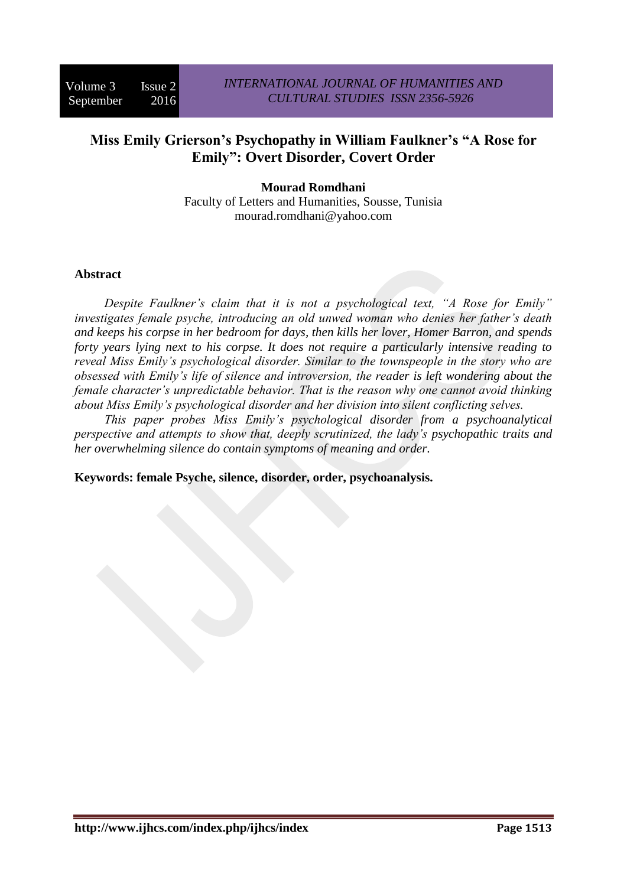# Miss Emily Grierson's Psychopathy in William Faulkner's "A Rose for Emily": Overt Disorder, Covert Order

**Mourad Romdhani**
Faculty of Letters and Humanities, Sousse, Tunisia
mourad.romdhani@yahoo.com

## Abstract

*Despite Faulkner's claim that it is not a psychological text, "A Rose for Emily" investigates female psyche, introducing an old unwed woman who denies her father's death and keeps his corpse in her bedroom for days, then kills her lover, Homer Barron, and spends forty years lying next to his corpse. It does not require a particularly intensive reading to reveal Miss Emily's psychological disorder. Similar to the townspeople in the story who are obsessed with Emily's life of silence and introversion, the reader is left wondering about the female character's unpredictable behavior. That is the reason why one cannot avoid thinking about Miss Emily's psychological disorder and her division into silent conflicting selves.*

*This paper probes Miss Emily's psychological disorder from a psychoanalytical perspective and attempts to show that, deeply scrutinized, the lady's psychopathic traits and her overwhelming silence do contain symptoms of meaning and order.*

**Keywords: female Psyche, silence, disorder, order, psychoanalysis.**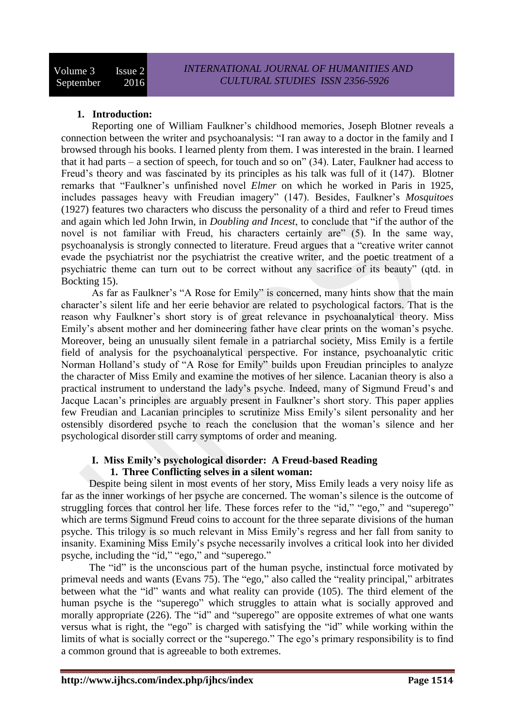## 1. Introduction:

Reporting one of William Faulkner's childhood memories, Joseph Blotner reveals a connection between the writer and psychoanalysis: "I ran away to a doctor in the family and I browsed through his books. I learned plenty from them. I was interested in the brain. I learned that it had parts – a section of speech, for touch and so on" (34). Later, Faulkner had access to Freud's theory and was fascinated by its principles as his talk was full of it (147). Blotner remarks that "Faulkner's unfinished novel *Elmer* on which he worked in Paris in 1925, includes passages heavy with Freudian imagery" (147). Besides, Faulkner's *Mosquitoes* (1927) features two characters who discuss the personality of a third and refer to Freud times and again which led John Irwin, in *Doubling and Incest*, to conclude that "if the author of the novel is not familiar with Freud, his characters certainly are" (5). In the same way, psychoanalysis is strongly connected to literature. Freud argues that a "creative writer cannot evade the psychiatrist nor the psychiatrist the creative writer, and the poetic treatment of a psychiatric theme can turn out to be correct without any sacrifice of its beauty" (qtd. in Bockting 15).

As far as Faulkner's "A Rose for Emily" is concerned, many hints show that the main character's silent life and her eerie behavior are related to psychological factors. That is the reason why Faulkner's short story is of great relevance in psychoanalytical theory. Miss Emily's absent mother and her domineering father have clear prints on the woman's psyche. Moreover, being an unusually silent female in a patriarchal society, Miss Emily is a fertile field of analysis for the psychoanalytical perspective. For instance, psychoanalytic critic Norman Holland's study of "A Rose for Emily" builds upon Freudian principles to analyze the character of Miss Emily and examine the motives of her silence. Lacanian theory is also a practical instrument to understand the lady's psyche. Indeed, many of Sigmund Freud's and Jacque Lacan's principles are arguably present in Faulkner's short story. This paper applies few Freudian and Lacanian principles to scrutinize Miss Emily's silent personality and her ostensibly disordered psyche to reach the conclusion that the woman's silence and her psychological disorder still carry symptoms of order and meaning.

## I. Miss Emily's psychological disorder: A Freud-based Reading

### 1. Three Conflicting selves in a silent woman:

Despite being silent in most events of her story, Miss Emily leads a very noisy life as far as the inner workings of her psyche are concerned. The woman's silence is the outcome of struggling forces that control her life. These forces refer to the "id," "ego," and "superego" which are terms Sigmund Freud coins to account for the three separate divisions of the human psyche. This trilogy is so much relevant in Miss Emily's regress and her fall from sanity to insanity. Examining Miss Emily's psyche necessarily involves a critical look into her divided psyche, including the "id," "ego," and "superego."

The "id" is the unconscious part of the human psyche, instinctual force motivated by primeval needs and wants (Evans 75). The "ego," also called the "reality principal," arbitrates between what the "id" wants and what reality can provide (105). The third element of the human psyche is the "superego" which struggles to attain what is socially approved and morally appropriate (226). The "id" and "superego" are opposite extremes of what one wants versus what is right, the "ego" is charged with satisfying the "id" while working within the limits of what is socially correct or the "superego." The ego's primary responsibility is to find a common ground that is agreeable to both extremes.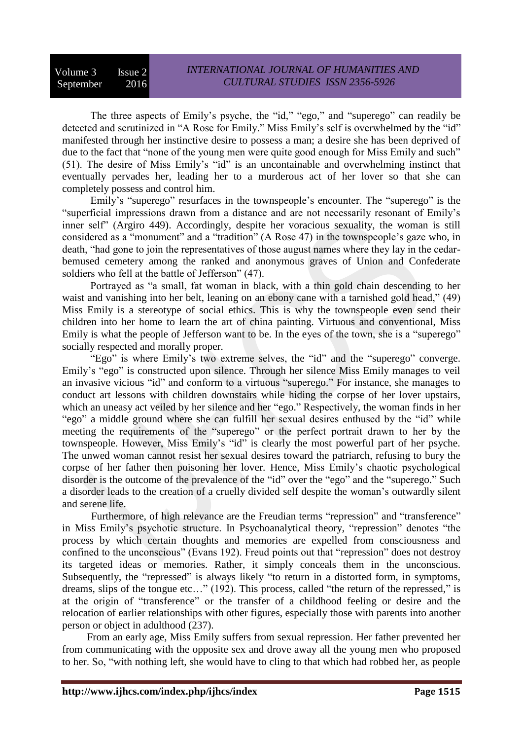The three aspects of Emily's psyche, the "id," "ego," and "superego" can readily be detected and scrutinized in "A Rose for Emily." Miss Emily's self is overwhelmed by the "id" manifested through her instinctive desire to possess a man; a desire she has been deprived of due to the fact that "none of the young men were quite good enough for Miss Emily and such" (51). The desire of Miss Emily's "id" is an uncontainable and overwhelming instinct that eventually pervades her, leading her to a murderous act of her lover so that she can completely possess and control him.

Emily's "superego" resurfaces in the townspeople's encounter. The "superego" is the "superficial impressions drawn from a distance and are not necessarily resonant of Emily's inner self" (Argiro 449). Accordingly, despite her voracious sexuality, the woman is still considered as a "monument" and a "tradition" (A Rose 47) in the townspeople's gaze who, in death, "had gone to join the representatives of those august names where they lay in the cedar-bemused cemetery among the ranked and anonymous graves of Union and Confederate soldiers who fell at the battle of Jefferson" (47).

Portrayed as "a small, fat woman in black, with a thin gold chain descending to her waist and vanishing into her belt, leaning on an ebony cane with a tarnished gold head," (49) Miss Emily is a stereotype of social ethics. This is why the townspeople even send their children into her home to learn the art of china painting. Virtuous and conventional, Miss Emily is what the people of Jefferson want to be. In the eyes of the town, she is a "superego" socially respected and morally proper.

"Ego" is where Emily's two extreme selves, the "id" and the "superego" converge. Emily's "ego" is constructed upon silence. Through her silence Miss Emily manages to veil an invasive vicious "id" and conform to a virtuous "superego." For instance, she manages to conduct art lessons with children downstairs while hiding the corpse of her lover upstairs, which an uneasy act veiled by her silence and her "ego." Respectively, the woman finds in her "ego" a middle ground where she can fulfill her sexual desires enthused by the "id" while meeting the requirements of the "superego" or the perfect portrait drawn to her by the townspeople. However, Miss Emily's "id" is clearly the most powerful part of her psyche. The unwed woman cannot resist her sexual desires toward the patriarch, refusing to bury the corpse of her father then poisoning her lover. Hence, Miss Emily's chaotic psychological disorder is the outcome of the prevalence of the "id" over the "ego" and the "superego." Such a disorder leads to the creation of a cruelly divided self despite the woman's outwardly silent and serene life.

Furthermore, of high relevance are the Freudian terms "repression" and "transference" in Miss Emily's psychotic structure. In Psychoanalytical theory, "repression" denotes "the process by which certain thoughts and memories are expelled from consciousness and confined to the unconscious" (Evans 192). Freud points out that "repression" does not destroy its targeted ideas or memories. Rather, it simply conceals them in the unconscious. Subsequently, the "repressed" is always likely "to return in a distorted form, in symptoms, dreams, slips of the tongue etc…" (192). This process, called "the return of the repressed," is at the origin of "transference" or the transfer of a childhood feeling or desire and the relocation of earlier relationships with other figures, especially those with parents into another person or object in adulthood (237).

From an early age, Miss Emily suffers from sexual repression. Her father prevented her from communicating with the opposite sex and drove away all the young men who proposed to her. So, "with nothing left, she would have to cling to that which had robbed her, as people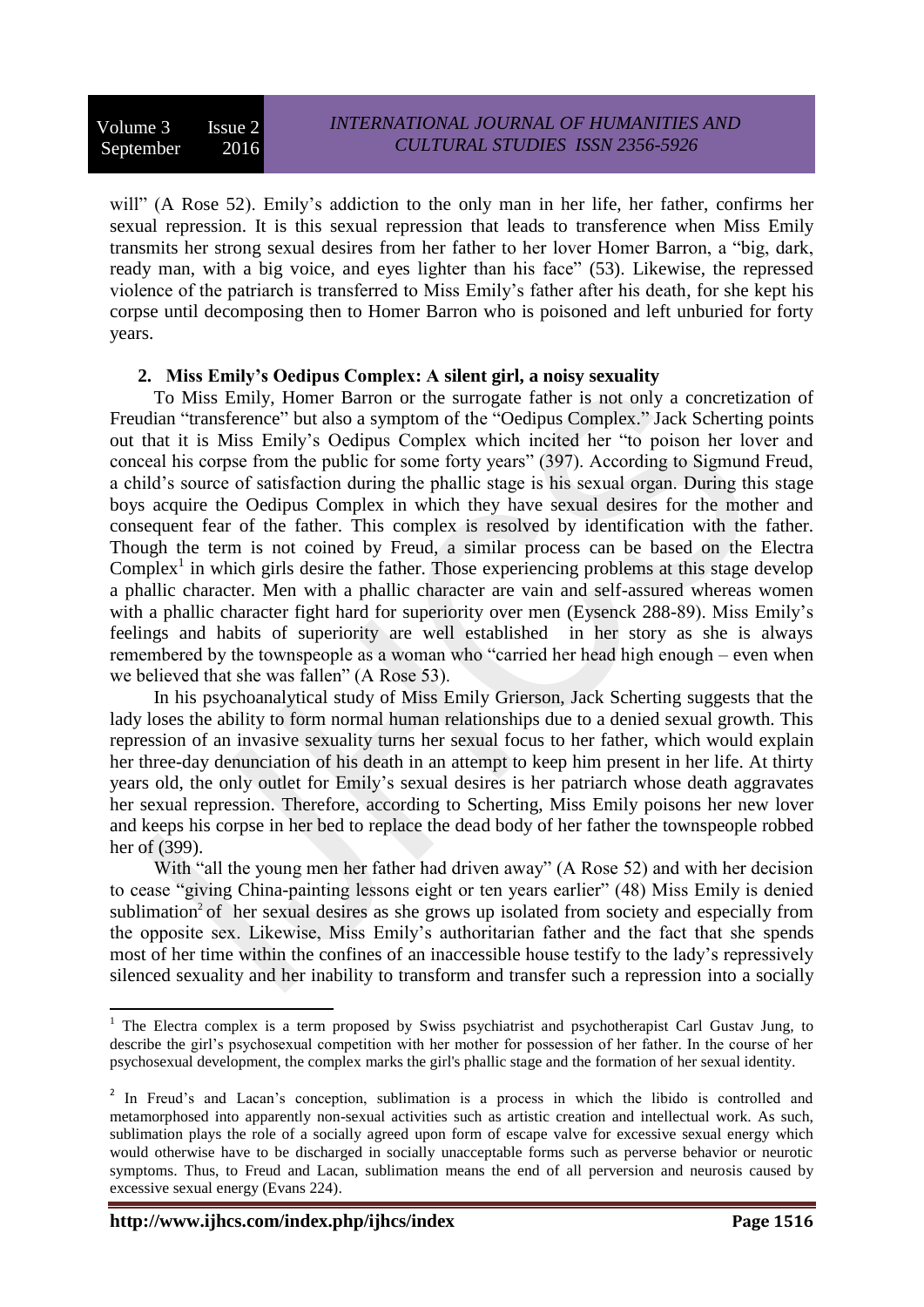will" (A Rose 52). Emily's addiction to the only man in her life, her father, confirms her sexual repression. It is this sexual repression that leads to transference when Miss Emily transmits her strong sexual desires from her father to her lover Homer Barron, a "big, dark, ready man, with a big voice, and eyes lighter than his face" (53). Likewise, the repressed violence of the patriarch is transferred to Miss Emily's father after his death, for she kept his corpse until decomposing then to Homer Barron who is poisoned and left unburied for forty years.

## 2. Miss Emily's Oedipus Complex: A silent girl, a noisy sexuality

To Miss Emily, Homer Barron or the surrogate father is not only a concretization of Freudian "transference" but also a symptom of the "Oedipus Complex." Jack Scherting points out that it is Miss Emily's Oedipus Complex which incited her "to poison her lover and conceal his corpse from the public for some forty years" (397). According to Sigmund Freud, a child's source of satisfaction during the phallic stage is his sexual organ. During this stage boys acquire the Oedipus Complex in which they have sexual desires for the mother and consequent fear of the father. This complex is resolved by identification with the father. Though the term is not coined by Freud, a similar process can be based on the Electra Complex[1] in which girls desire the father. Those experiencing problems at this stage develop a phallic character. Men with a phallic character are vain and self-assured whereas women with a phallic character fight hard for superiority over men (Eysenck 288-89). Miss Emily's feelings and habits of superiority are well established in her story as she is always remembered by the townspeople as a woman who "carried her head high enough – even when we believed that she was fallen" (A Rose 53).

In his psychoanalytical study of Miss Emily Grierson, Jack Scherting suggests that the lady loses the ability to form normal human relationships due to a denied sexual growth. This repression of an invasive sexuality turns her sexual focus to her father, which would explain her three-day denunciation of his death in an attempt to keep him present in her life. At thirty years old, the only outlet for Emily's sexual desires is her patriarch whose death aggravates her sexual repression. Therefore, according to Scherting, Miss Emily poisons her new lover and keeps his corpse in her bed to replace the dead body of her father the townspeople robbed her of (399).

With "all the young men her father had driven away" (A Rose 52) and with her decision to cease "giving China-painting lessons eight or ten years earlier" (48) Miss Emily is denied sublimation[2] of her sexual desires as she grows up isolated from society and especially from the opposite sex. Likewise, Miss Emily's authoritarian father and the fact that she spends most of her time within the confines of an inaccessible house testify to the lady's repressively silenced sexuality and her inability to transform and transfer such a repression into a socially

---

[1] The Electra complex is a term proposed by Swiss psychiatrist and psychotherapist Carl Gustav Jung, to describe the girl's psychosexual competition with her mother for possession of her father. In the course of her psychosexual development, the complex marks the girl's phallic stage and the formation of her sexual identity.

[2] In Freud's and Lacan's conception, sublimation is a process in which the libido is controlled and metamorphosed into apparently non-sexual activities such as artistic creation and intellectual work. As such, sublimation plays the role of a socially agreed upon form of escape valve for excessive sexual energy which would otherwise have to be discharged in socially unacceptable forms such as perverse behavior or neurotic symptoms. Thus, to Freud and Lacan, sublimation means the end of all perversion and neurosis caused by excessive sexual energy (Evans 224).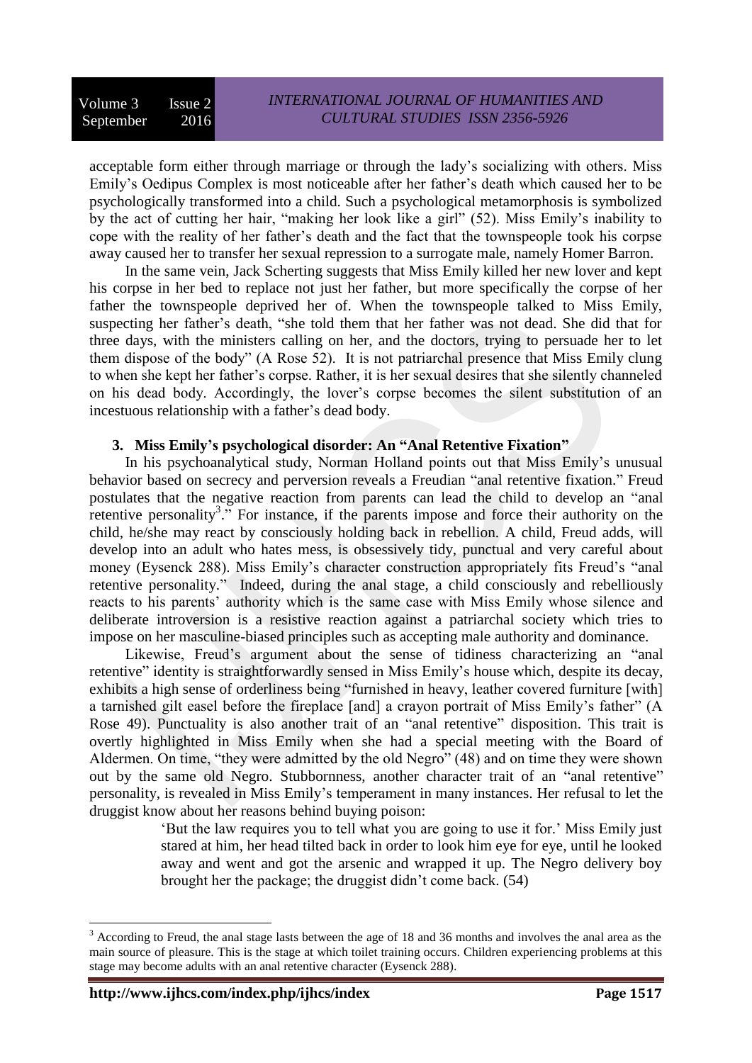acceptable form either through marriage or through the lady's socializing with others. Miss Emily's Oedipus Complex is most noticeable after her father's death which caused her to be psychologically transformed into a child. Such a psychological metamorphosis is symbolized by the act of cutting her hair, "making her look like a girl" (52). Miss Emily's inability to cope with the reality of her father's death and the fact that the townspeople took his corpse away caused her to transfer her sexual repression to a surrogate male, namely Homer Barron.

In the same vein, Jack Scherting suggests that Miss Emily killed her new lover and kept his corpse in her bed to replace not just her father, but more specifically the corpse of her father the townspeople deprived her of. When the townspeople talked to Miss Emily, suspecting her father's death, "she told them that her father was not dead. She did that for three days, with the ministers calling on her, and the doctors, trying to persuade her to let them dispose of the body" (A Rose 52). It is not patriarchal presence that Miss Emily clung to when she kept her father's corpse. Rather, it is her sexual desires that she silently channeled on his dead body. Accordingly, the lover's corpse becomes the silent substitution of an incestuous relationship with a father's dead body.

## 3. Miss Emily's psychological disorder: An "Anal Retentive Fixation"

In his psychoanalytical study, Norman Holland points out that Miss Emily's unusual behavior based on secrecy and perversion reveals a Freudian "anal retentive fixation." Freud postulates that the negative reaction from parents can lead the child to develop an "anal retentive personality[3]." For instance, if the parents impose and force their authority on the child, he/she may react by consciously holding back in rebellion. A child, Freud adds, will develop into an adult who hates mess, is obsessively tidy, punctual and very careful about money (Eysenck 288). Miss Emily's character construction appropriately fits Freud's "anal retentive personality." Indeed, during the anal stage, a child consciously and rebelliously reacts to his parents' authority which is the same case with Miss Emily whose silence and deliberate introversion is a resistive reaction against a patriarchal society which tries to impose on her masculine-biased principles such as accepting male authority and dominance.

Likewise, Freud's argument about the sense of tidiness characterizing an "anal retentive" identity is straightforwardly sensed in Miss Emily's house which, despite its decay, exhibits a high sense of orderliness being "furnished in heavy, leather covered furniture [with] a tarnished gilt easel before the fireplace [and] a crayon portrait of Miss Emily's father" (A Rose 49). Punctuality is also another trait of an "anal retentive" disposition. This trait is overtly highlighted in Miss Emily when she had a special meeting with the Board of Aldermen. On time, "they were admitted by the old Negro" (48) and on time they were shown out by the same old Negro. Stubbornness, another character trait of an "anal retentive" personality, is revealed in Miss Emily's temperament in many instances. Her refusal to let the druggist know about her reasons behind buying poison:

> 'But the law requires you to tell what you are going to use it for.' Miss Emily just stared at him, her head tilted back in order to look him eye for eye, until he looked away and went and got the arsenic and wrapped it up. The Negro delivery boy brought her the package; the druggist didn't come back. (54)

---

[3] According to Freud, the anal stage lasts between the age of 18 and 36 months and involves the anal area as the main source of pleasure. This is the stage at which toilet training occurs. Children experiencing problems at this stage may become adults with an anal retentive character (Eysenck 288).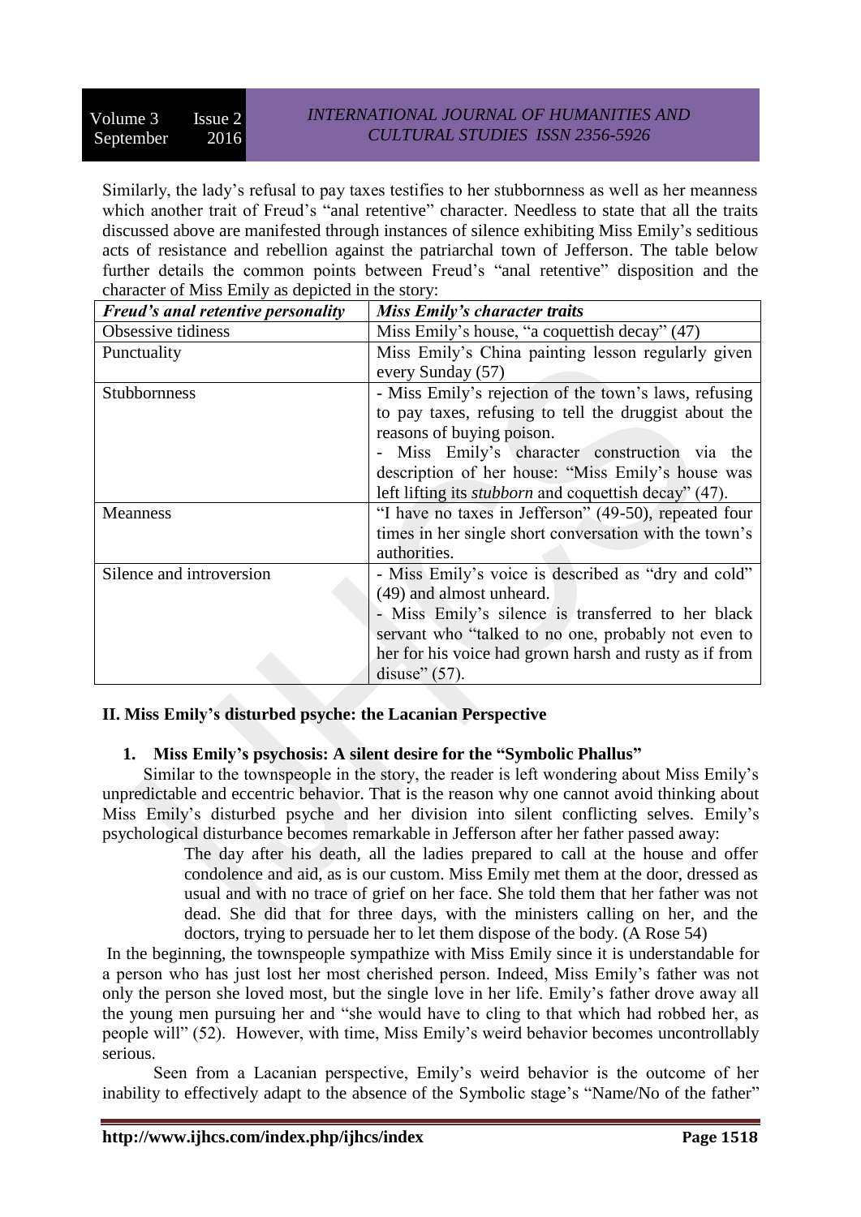Similarly, the lady's refusal to pay taxes testifies to her stubbornness as well as her meanness which another trait of Freud's "anal retentive" character. Needless to state that all the traits discussed above are manifested through instances of silence exhibiting Miss Emily's seditious acts of resistance and rebellion against the patriarchal town of Jefferson. The table below further details the common points between Freud's "anal retentive" disposition and the character of Miss Emily as depicted in the story:

| ***Freud's anal retentive personality*** | ***Miss Emily's character traits*** |
| --- | --- |
| Obsessive tidiness | Miss Emily's house, "a coquettish decay" (47) |
| Punctuality | Miss Emily's China painting lesson regularly given every Sunday (57) |
| Stubbornness | - Miss Emily's rejection of the town's laws, refusing to pay taxes, refusing to tell the druggist about the reasons of buying poison.<br>- Miss Emily's character construction via the description of her house: "Miss Emily's house was left lifting its *stubborn* and coquettish decay" (47). |
| Meanness | "I have no taxes in Jefferson" (49-50), repeated four times in her single short conversation with the town's authorities. |
| Silence and introversion | - Miss Emily's voice is described as "dry and cold" (49) and almost unheard.<br>- Miss Emily's silence is transferred to her black servant who "talked to no one, probably not even to her for his voice had grown harsh and rusty as if from disuse" (57). |

## II. Miss Emily's disturbed psyche: the Lacanian Perspective

### 1. Miss Emily's psychosis: A silent desire for the "Symbolic Phallus"

Similar to the townspeople in the story, the reader is left wondering about Miss Emily's unpredictable and eccentric behavior. That is the reason why one cannot avoid thinking about Miss Emily's disturbed psyche and her division into silent conflicting selves. Emily's psychological disturbance becomes remarkable in Jefferson after her father passed away:

> The day after his death, all the ladies prepared to call at the house and offer condolence and aid, as is our custom. Miss Emily met them at the door, dressed as usual and with no trace of grief on her face. She told them that her father was not dead. She did that for three days, with the ministers calling on her, and the doctors, trying to persuade her to let them dispose of the body. (A Rose 54)

In the beginning, the townspeople sympathize with Miss Emily since it is understandable for a person who has just lost her most cherished person. Indeed, Miss Emily's father was not only the person she loved most, but the single love in her life. Emily's father drove away all the young men pursuing her and "she would have to cling to that which had robbed her, as people will" (52). However, with time, Miss Emily's weird behavior becomes uncontrollably serious.

Seen from a Lacanian perspective, Emily's weird behavior is the outcome of her inability to effectively adapt to the absence of the Symbolic stage's "Name/No of the father"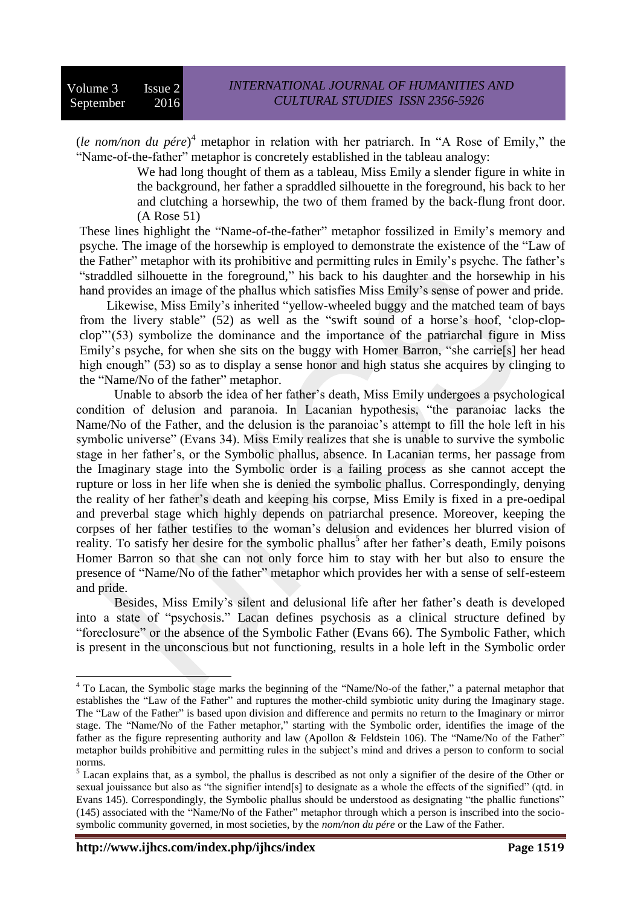(*le nom/non du pére*)[4] metaphor in relation with her patriarch. In "A Rose of Emily," the "Name-of-the-father" metaphor is concretely established in the tableau analogy:

> We had long thought of them as a tableau, Miss Emily a slender figure in white in the background, her father a spraddled silhouette in the foreground, his back to her and clutching a horsewhip, the two of them framed by the back-flung front door. (A Rose 51)

These lines highlight the "Name-of-the-father" metaphor fossilized in Emily's memory and psyche. The image of the horsewhip is employed to demonstrate the existence of the "Law of the Father" metaphor with its prohibitive and permitting rules in Emily's psyche. The father's "straddled silhouette in the foreground," his back to his daughter and the horsewhip in his hand provides an image of the phallus which satisfies Miss Emily's sense of power and pride.

Likewise, Miss Emily's inherited "yellow-wheeled buggy and the matched team of bays from the livery stable" (52) as well as the "swift sound of a horse's hoof, 'clop-clop-clop"'(53) symbolize the dominance and the importance of the patriarchal figure in Miss Emily's psyche, for when she sits on the buggy with Homer Barron, "she carrie[s] her head high enough" (53) so as to display a sense honor and high status she acquires by clinging to the "Name/No of the father" metaphor.

Unable to absorb the idea of her father's death, Miss Emily undergoes a psychological condition of delusion and paranoia. In Lacanian hypothesis, "the paranoiac lacks the Name/No of the Father, and the delusion is the paranoiac's attempt to fill the hole left in his symbolic universe" (Evans 34). Miss Emily realizes that she is unable to survive the symbolic stage in her father's, or the Symbolic phallus, absence. In Lacanian terms, her passage from the Imaginary stage into the Symbolic order is a failing process as she cannot accept the rupture or loss in her life when she is denied the symbolic phallus. Correspondingly, denying the reality of her father's death and keeping his corpse, Miss Emily is fixed in a pre-oedipal and preverbal stage which highly depends on patriarchal presence. Moreover, keeping the corpses of her father testifies to the woman's delusion and evidences her blurred vision of reality. To satisfy her desire for the symbolic phallus[5] after her father's death, Emily poisons Homer Barron so that she can not only force him to stay with her but also to ensure the presence of "Name/No of the father" metaphor which provides her with a sense of self-esteem and pride.

Besides, Miss Emily's silent and delusional life after her father's death is developed into a state of "psychosis." Lacan defines psychosis as a clinical structure defined by "foreclosure" or the absence of the Symbolic Father (Evans 66). The Symbolic Father, which is present in the unconscious but not functioning, results in a hole left in the Symbolic order

---

[4] To Lacan, the Symbolic stage marks the beginning of the "Name/No-of the father," a paternal metaphor that establishes the "Law of the Father" and ruptures the mother-child symbiotic unity during the Imaginary stage. The "Law of the Father" is based upon division and difference and permits no return to the Imaginary or mirror stage. The "Name/No of the Father metaphor," starting with the Symbolic order, identifies the image of the father as the figure representing authority and law (Apollon & Feldstein 106). The "Name/No of the Father" metaphor builds prohibitive and permitting rules in the subject's mind and drives a person to conform to social norms.

[5] Lacan explains that, as a symbol, the phallus is described as not only a signifier of the desire of the Other or sexual jouissance but also as "the signifier intend[s] to designate as a whole the effects of the signified" (qtd. in Evans 145). Correspondingly, the Symbolic phallus should be understood as designating "the phallic functions" (145) associated with the "Name/No of the Father" metaphor through which a person is inscribed into the socio-symbolic community governed, in most societies, by the *nom/non du pére* or the Law of the Father.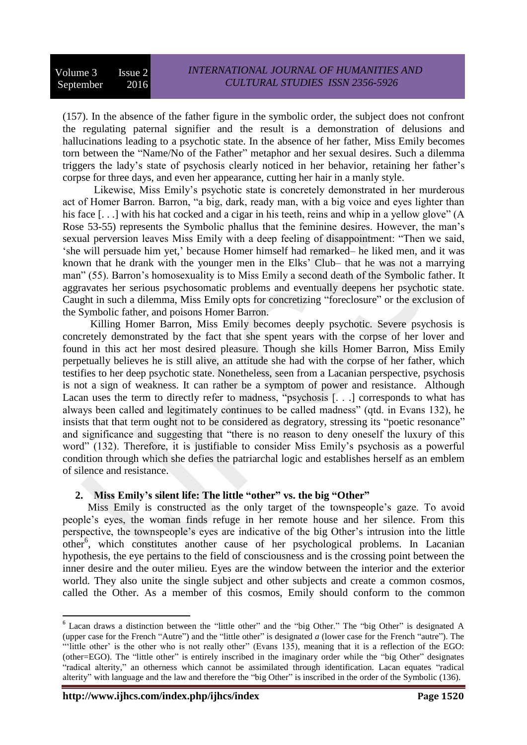(157). In the absence of the father figure in the symbolic order, the subject does not confront the regulating paternal signifier and the result is a demonstration of delusions and hallucinations leading to a psychotic state. In the absence of her father, Miss Emily becomes torn between the "Name/No of the Father" metaphor and her sexual desires. Such a dilemma triggers the lady's state of psychosis clearly noticed in her behavior, retaining her father's corpse for three days, and even her appearance, cutting her hair in a manly style.

Likewise, Miss Emily's psychotic state is concretely demonstrated in her murderous act of Homer Barron. Barron, "a big, dark, ready man, with a big voice and eyes lighter than his face [. . .] with his hat cocked and a cigar in his teeth, reins and whip in a yellow glove" (A Rose 53-55) represents the Symbolic phallus that the feminine desires. However, the man's sexual perversion leaves Miss Emily with a deep feeling of disappointment: "Then we said, 'she will persuade him yet,' because Homer himself had remarked– he liked men, and it was known that he drank with the younger men in the Elks' Club– that he was not a marrying man" (55). Barron's homosexuality is to Miss Emily a second death of the Symbolic father. It aggravates her serious psychosomatic problems and eventually deepens her psychotic state. Caught in such a dilemma, Miss Emily opts for concretizing "foreclosure" or the exclusion of the Symbolic father, and poisons Homer Barron.

Killing Homer Barron, Miss Emily becomes deeply psychotic. Severe psychosis is concretely demonstrated by the fact that she spent years with the corpse of her lover and found in this act her most desired pleasure. Though she kills Homer Barron, Miss Emily perpetually believes he is still alive, an attitude she had with the corpse of her father, which testifies to her deep psychotic state. Nonetheless, seen from a Lacanian perspective, psychosis is not a sign of weakness. It can rather be a symptom of power and resistance. Although Lacan uses the term to directly refer to madness, "psychosis [. . .] corresponds to what has always been called and legitimately continues to be called madness" (qtd. in Evans 132), he insists that that term ought not to be considered as degratory, stressing its "poetic resonance" and significance and suggesting that "there is no reason to deny oneself the luxury of this word" (132). Therefore, it is justifiable to consider Miss Emily's psychosis as a powerful condition through which she defies the patriarchal logic and establishes herself as an emblem of silence and resistance.

## 2. Miss Emily's silent life: The little "other" vs. the big "Other"

Miss Emily is constructed as the only target of the townspeople's gaze. To avoid people's eyes, the woman finds refuge in her remote house and her silence. From this perspective, the townspeople's eyes are indicative of the big Other's intrusion into the little other[6], which constitutes another cause of her psychological problems. In Lacanian hypothesis, the eye pertains to the field of consciousness and is the crossing point between the inner desire and the outer milieu. Eyes are the window between the interior and the exterior world. They also unite the single subject and other subjects and create a common cosmos, called the Other. As a member of this cosmos, Emily should conform to the common

---

[6] Lacan draws a distinction between the "little other" and the "big Other." The "big Other" is designated A (upper case for the French "Autre") and the "little other" is designated *a* (lower case for the French "autre"). The "'little other' is the other who is not really other" (Evans 135), meaning that it is a reflection of the EGO: (other=EGO). The "little other" is entirely inscribed in the imaginary order while the "big Other" designates "radical alterity," an otherness which cannot be assimilated through identification. Lacan equates "radical alterity" with language and the law and therefore the "big Other" is inscribed in the order of the Symbolic (136).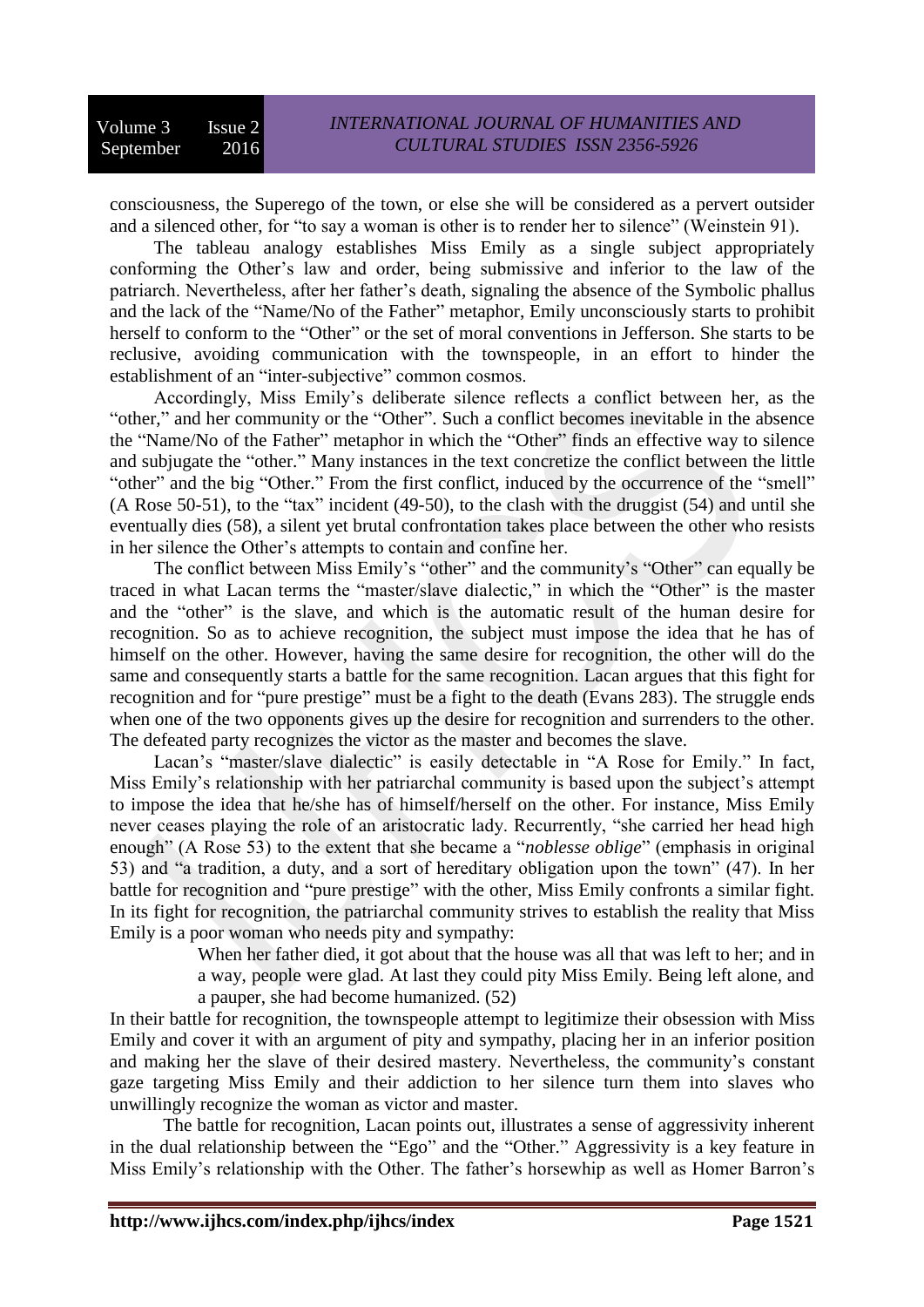consciousness, the Superego of the town, or else she will be considered as a pervert outsider and a silenced other, for "to say a woman is other is to render her to silence" (Weinstein 91).

The tableau analogy establishes Miss Emily as a single subject appropriately conforming the Other's law and order, being submissive and inferior to the law of the patriarch. Nevertheless, after her father's death, signaling the absence of the Symbolic phallus and the lack of the "Name/No of the Father" metaphor, Emily unconsciously starts to prohibit herself to conform to the "Other" or the set of moral conventions in Jefferson. She starts to be reclusive, avoiding communication with the townspeople, in an effort to hinder the establishment of an "inter-subjective" common cosmos.

Accordingly, Miss Emily's deliberate silence reflects a conflict between her, as the "other," and her community or the "Other". Such a conflict becomes inevitable in the absence the "Name/No of the Father" metaphor in which the "Other" finds an effective way to silence and subjugate the "other." Many instances in the text concretize the conflict between the little "other" and the big "Other." From the first conflict, induced by the occurrence of the "smell" (A Rose 50-51), to the "tax" incident (49-50), to the clash with the druggist (54) and until she eventually dies (58), a silent yet brutal confrontation takes place between the other who resists in her silence the Other's attempts to contain and confine her.

The conflict between Miss Emily's "other" and the community's "Other" can equally be traced in what Lacan terms the "master/slave dialectic," in which the "Other" is the master and the "other" is the slave, and which is the automatic result of the human desire for recognition. So as to achieve recognition, the subject must impose the idea that he has of himself on the other. However, having the same desire for recognition, the other will do the same and consequently starts a battle for the same recognition. Lacan argues that this fight for recognition and for "pure prestige" must be a fight to the death (Evans 283). The struggle ends when one of the two opponents gives up the desire for recognition and surrenders to the other. The defeated party recognizes the victor as the master and becomes the slave.

Lacan's "master/slave dialectic" is easily detectable in "A Rose for Emily." In fact, Miss Emily's relationship with her patriarchal community is based upon the subject's attempt to impose the idea that he/she has of himself/herself on the other. For instance, Miss Emily never ceases playing the role of an aristocratic lady. Recurrently, "she carried her head high enough" (A Rose 53) to the extent that she became a "*noblesse oblige*" (emphasis in original 53) and "a tradition, a duty, and a sort of hereditary obligation upon the town" (47). In her battle for recognition and "pure prestige" with the other, Miss Emily confronts a similar fight. In its fight for recognition, the patriarchal community strives to establish the reality that Miss Emily is a poor woman who needs pity and sympathy:

> When her father died, it got about that the house was all that was left to her; and in a way, people were glad. At last they could pity Miss Emily. Being left alone, and a pauper, she had become humanized. (52)

In their battle for recognition, the townspeople attempt to legitimize their obsession with Miss Emily and cover it with an argument of pity and sympathy, placing her in an inferior position and making her the slave of their desired mastery. Nevertheless, the community's constant gaze targeting Miss Emily and their addiction to her silence turn them into slaves who unwillingly recognize the woman as victor and master.

The battle for recognition, Lacan points out, illustrates a sense of aggressivity inherent in the dual relationship between the "Ego" and the "Other." Aggressivity is a key feature in Miss Emily's relationship with the Other. The father's horsewhip as well as Homer Barron's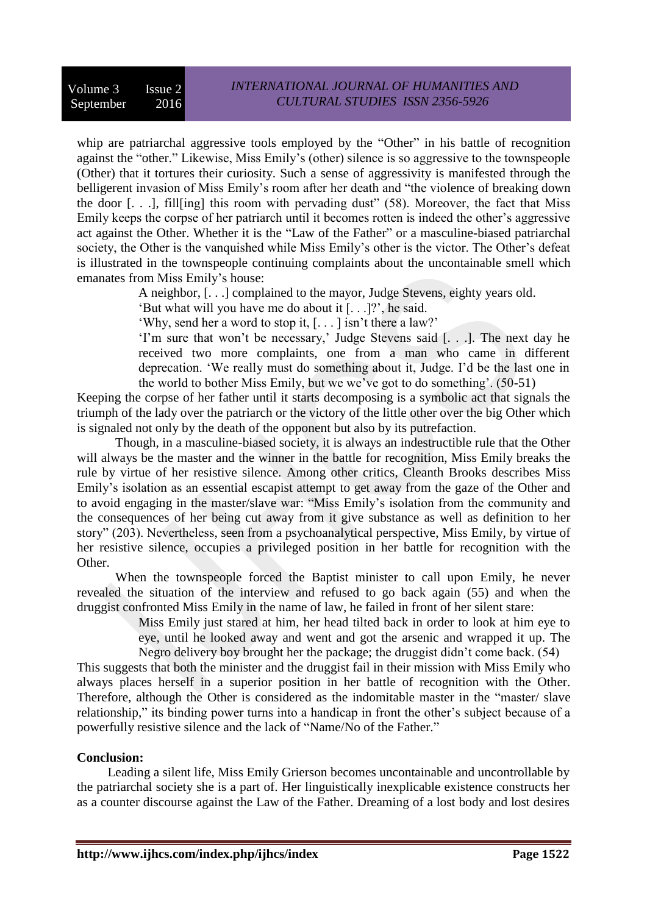whip are patriarchal aggressive tools employed by the "Other" in his battle of recognition against the "other." Likewise, Miss Emily's (other) silence is so aggressive to the townspeople (Other) that it tortures their curiosity. Such a sense of aggressivity is manifested through the belligerent invasion of Miss Emily's room after her death and "the violence of breaking down the door [. . .], fill[ing] this room with pervading dust" (58). Moreover, the fact that Miss Emily keeps the corpse of her patriarch until it becomes rotten is indeed the other's aggressive act against the Other. Whether it is the "Law of the Father" or a masculine-biased patriarchal society, the Other is the vanquished while Miss Emily's other is the victor. The Other's defeat is illustrated in the townspeople continuing complaints about the uncontainable smell which emanates from Miss Emily's house:

> A neighbor, [. . .] complained to the mayor, Judge Stevens, eighty years old.
> 'But what will you have me do about it [. . .]?', he said.
> 'Why, send her a word to stop it, [. . . ] isn't there a law?'
> 'I'm sure that won't be necessary,' Judge Stevens said [. . .]. The next day he received two more complaints, one from a man who came in different deprecation. 'We really must do something about it, Judge. I'd be the last one in the world to bother Miss Emily, but we we've got to do something'. (50-51)

Keeping the corpse of her father until it starts decomposing is a symbolic act that signals the triumph of the lady over the patriarch or the victory of the little other over the big Other which is signaled not only by the death of the opponent but also by its putrefaction.

Though, in a masculine-biased society, it is always an indestructible rule that the Other will always be the master and the winner in the battle for recognition, Miss Emily breaks the rule by virtue of her resistive silence. Among other critics, Cleanth Brooks describes Miss Emily's isolation as an essential escapist attempt to get away from the gaze of the Other and to avoid engaging in the master/slave war: "Miss Emily's isolation from the community and the consequences of her being cut away from it give substance as well as definition to her story" (203). Nevertheless, seen from a psychoanalytical perspective, Miss Emily, by virtue of her resistive silence, occupies a privileged position in her battle for recognition with the Other.

When the townspeople forced the Baptist minister to call upon Emily, he never revealed the situation of the interview and refused to go back again (55) and when the druggist confronted Miss Emily in the name of law, he failed in front of her silent stare:

> Miss Emily just stared at him, her head tilted back in order to look at him eye to eye, until he looked away and went and got the arsenic and wrapped it up. The Negro delivery boy brought her the package; the druggist didn't come back. (54)

This suggests that both the minister and the druggist fail in their mission with Miss Emily who always places herself in a superior position in her battle of recognition with the Other. Therefore, although the Other is considered as the indomitable master in the "master/ slave relationship," its binding power turns into a handicap in front the other's subject because of a powerfully resistive silence and the lack of "Name/No of the Father."

**Conclusion:**

Leading a silent life, Miss Emily Grierson becomes uncontainable and uncontrollable by the patriarchal society she is a part of. Her linguistically inexplicable existence constructs her as a counter discourse against the Law of the Father. Dreaming of a lost body and lost desires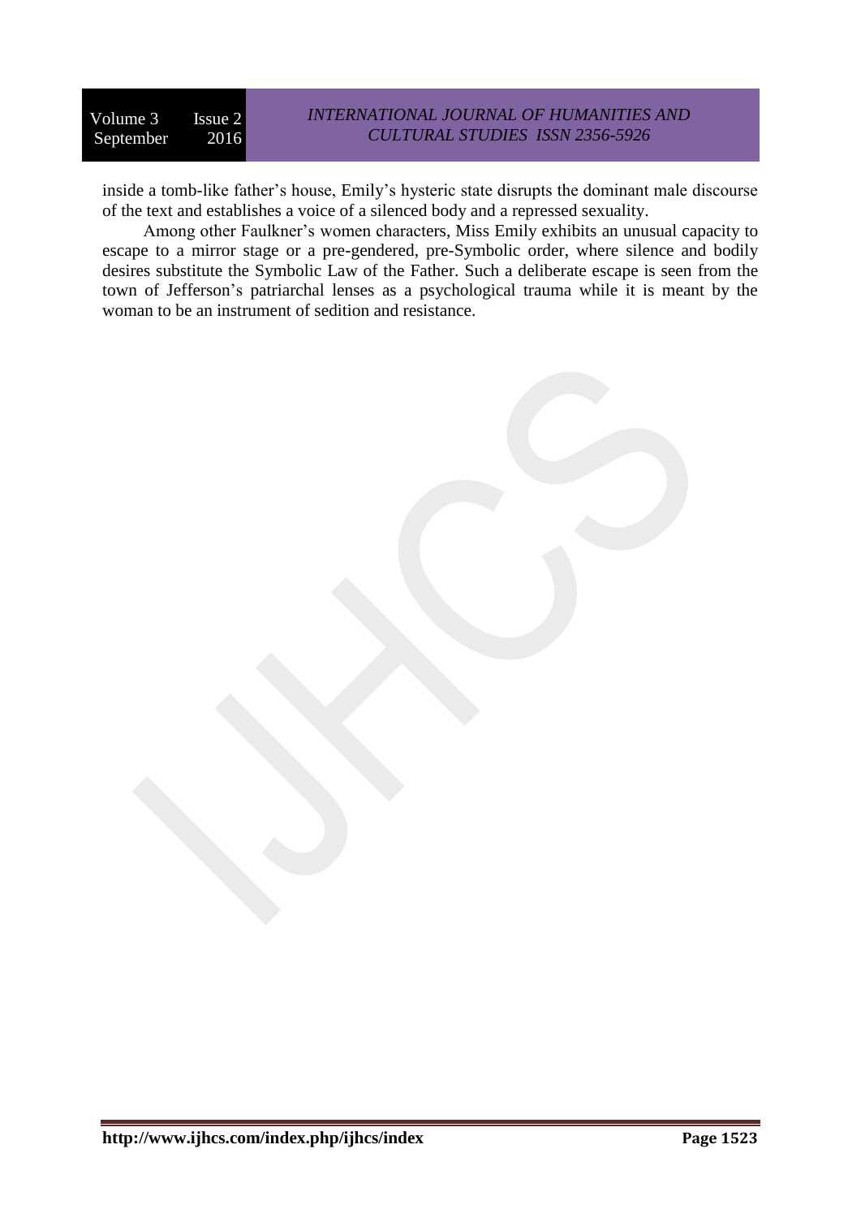inside a tomb-like father's house, Emily's hysteric state disrupts the dominant male discourse of the text and establishes a voice of a silenced body and a repressed sexuality.

Among other Faulkner's women characters, Miss Emily exhibits an unusual capacity to escape to a mirror stage or a pre-gendered, pre-Symbolic order, where silence and bodily desires substitute the Symbolic Law of the Father. Such a deliberate escape is seen from the town of Jefferson's patriarchal lenses as a psychological trauma while it is meant by the woman to be an instrument of sedition and resistance.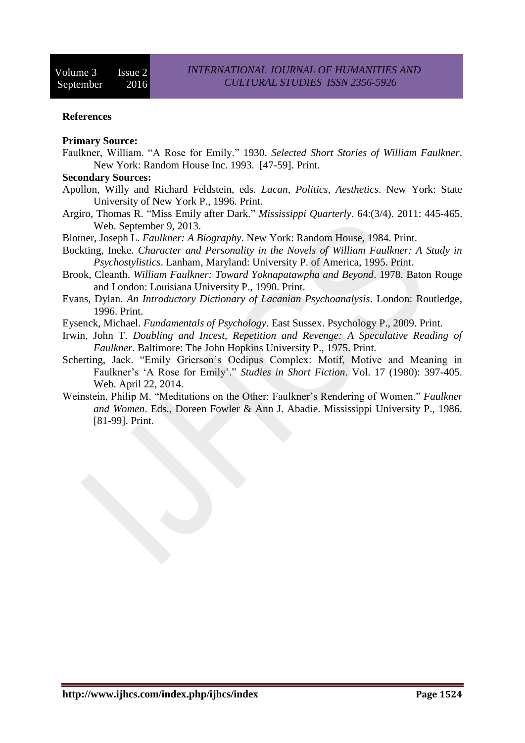**References**

**Primary Source:**

Faulkner, William. "A Rose for Emily." 1930. *Selected Short Stories of William Faulkner*. New York: Random House Inc. 1993. [47-59]. Print.

**Secondary Sources:**

Apollon, Willy and Richard Feldstein, eds. *Lacan, Politics, Aesthetics*. New York: State University of New York P., 1996. Print.

Argiro, Thomas R. "Miss Emily after Dark." *Mississippi Quarterly*. 64:(3/4). 2011: 445-465. Web. September 9, 2013.

Blotner, Joseph L. *Faulkner: A Biography*. New York: Random House, 1984. Print.

Bockting, Ineke. *Character and Personality in the Novels of William Faulkner: A Study in Psychostylistics*. Lanham, Maryland: University P. of America, 1995. Print.

Brook, Cleanth. *William Faulkner: Toward Yoknapatawpha and Beyond*. 1978. Baton Rouge and London: Louisiana University P., 1990. Print.

Evans, Dylan. *An Introductory Dictionary of Lacanian Psychoanalysis*. London: Routledge, 1996. Print.

Eysenck, Michael. *Fundamentals of Psychology*. East Sussex. Psychology P., 2009. Print.

Irwin, John T. *Doubling and Incest, Repetition and Revenge: A Speculative Reading of Faulkner*. Baltimore: The John Hopkins University P., 1975. Print.

Scherting, Jack. "Emily Grierson's Oedipus Complex: Motif, Motive and Meaning in Faulkner's 'A Rose for Emily'." *Studies in Short Fiction*. Vol. 17 (1980): 397-405. Web. April 22, 2014.

Weinstein, Philip M. "Meditations on the Other: Faulkner's Rendering of Women." *Faulkner and Women*. Eds., Doreen Fowler & Ann J. Abadie. Mississippi University P., 1986. [81-99]. Print.